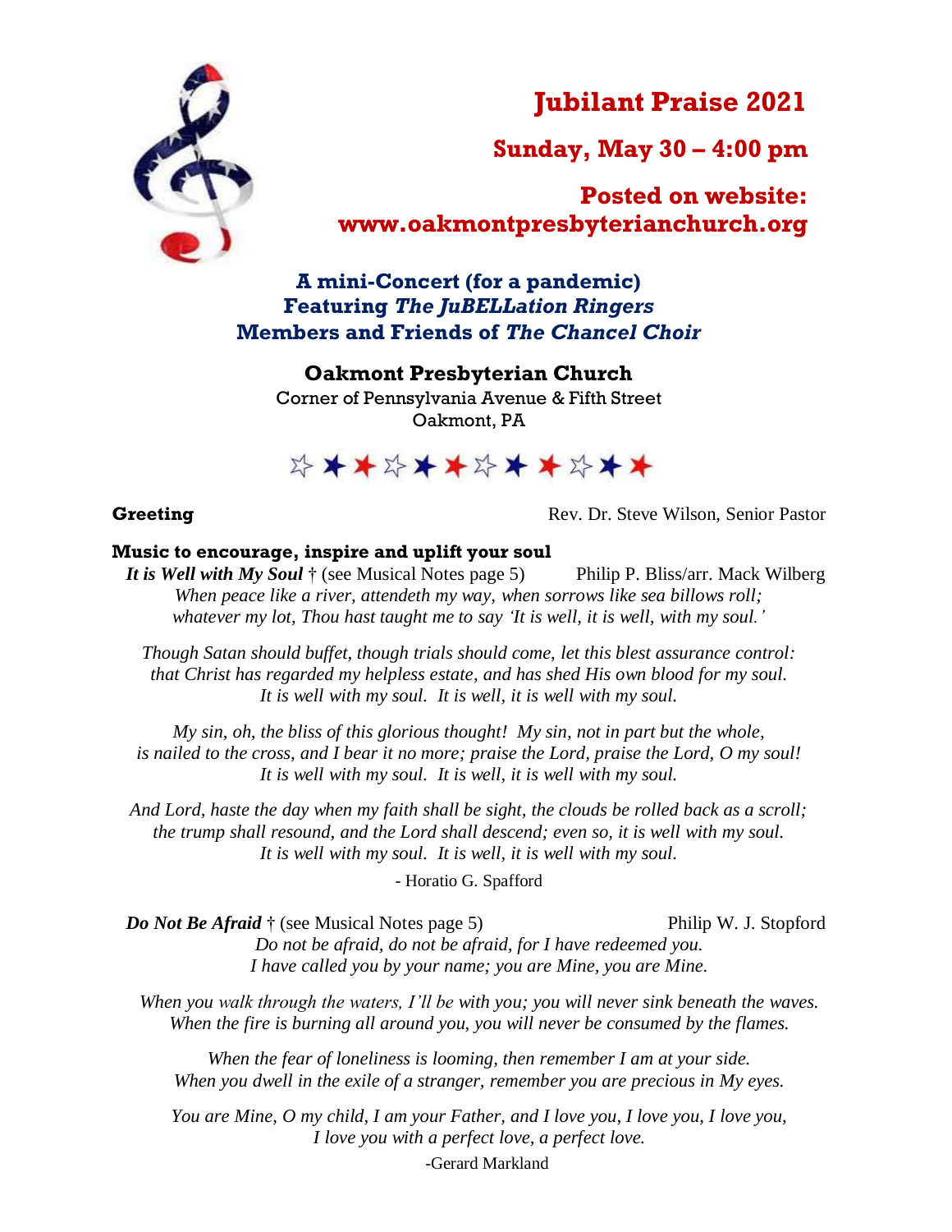# Jubilant Praise 2021

## Sunday, May 30 – 4:00 pm

## Posted on website: www.oakmontpresbyterianchurch.org

### A mini-Concert (for a pandemic)
### Featuring *The JuBELLation Ringers*
### Members and Friends of *The Chancel Choir*

**Oakmont Presbyterian Church**

Corner of Pennsylvania Avenue & Fifth Street
Oakmont, PA

☆★★☆★★☆★★☆★★

**Greeting** Rev. Dr. Steve Wilson, Senior Pastor

**Music to encourage, inspire and uplift your soul**

***It is Well with My Soul*** † (see Musical Notes page 5) Philip P. Bliss/arr. Mack Wilberg

*When peace like a river, attendeth my way, when sorrows like sea billows roll;*
*whatever my lot, Thou hast taught me to say 'It is well, it is well, with my soul.'*

*Though Satan should buffet, though trials should come, let this blest assurance control:*
*that Christ has regarded my helpless estate, and has shed His own blood for my soul.*
*It is well with my soul. It is well, it is well with my soul.*

*My sin, oh, the bliss of this glorious thought! My sin, not in part but the whole,*
*is nailed to the cross, and I bear it no more; praise the Lord, praise the Lord, O my soul!*
*It is well with my soul. It is well, it is well with my soul.*

*And Lord, haste the day when my faith shall be sight, the clouds be rolled back as a scroll;*
*the trump shall resound, and the Lord shall descend; even so, it is well with my soul.*
*It is well with my soul. It is well, it is well with my soul.*

- Horatio G. Spafford

***Do Not Be Afraid*** † (see Musical Notes page 5) Philip W. J. Stopford

*Do not be afraid, do not be afraid, for I have redeemed you.*
*I have called you by your name; you are Mine, you are Mine.*

*When you walk through the waters, I'll be with you; you will never sink beneath the waves.*
*When the fire is burning all around you, you will never be consumed by the flames.*

*When the fear of loneliness is looming, then remember I am at your side.*
*When you dwell in the exile of a stranger, remember you are precious in My eyes.*

*You are Mine, O my child, I am your Father, and I love you, I love you, I love you,*
*I love you with a perfect love, a perfect love.*

-Gerard Markland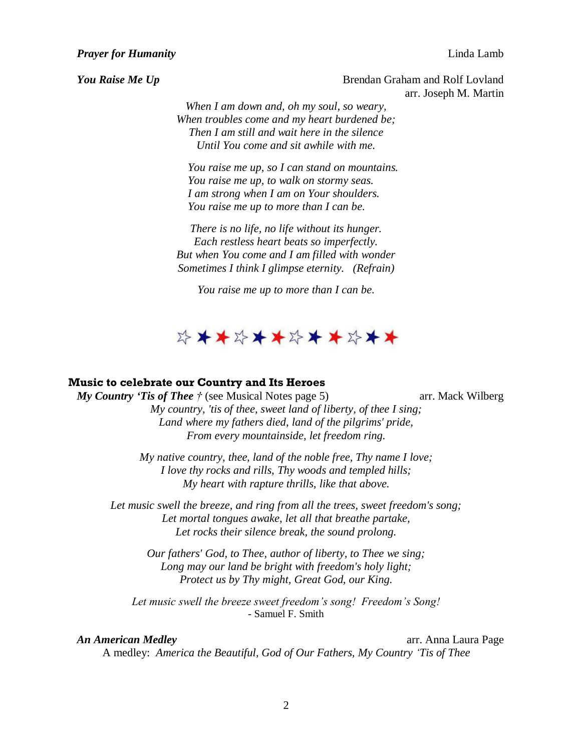***Prayer for Humanity*** Linda Lamb

***You Raise Me Up*** Brendan Graham and Rolf Lovland
arr. Joseph M. Martin

*When I am down and, oh my soul, so weary,*
*When troubles come and my heart burdened be;*
*Then I am still and wait here in the silence*
*Until You come and sit awhile with me.*

*You raise me up, so I can stand on mountains.*
*You raise me up, to walk on stormy seas.*
*I am strong when I am on Your shoulders.*
*You raise me up to more than I can be.*

*There is no life, no life without its hunger.*
*Each restless heart beats so imperfectly.*
*But when You come and I am filled with wonder*
*Sometimes I think I glimpse eternity. (Refrain)*

*You raise me up to more than I can be.*

☆★★☆★★☆★★☆★★

## Music to celebrate our Country and Its Heroes

***My Country 'Tis of Thee** †* (see Musical Notes page 5) arr. Mack Wilberg

*My country, 'tis of thee, sweet land of liberty, of thee I sing;*
*Land where my fathers died, land of the pilgrims' pride,*
*From every mountainside, let freedom ring.*

*My native country, thee, land of the noble free, Thy name I love;*
*I love thy rocks and rills, Thy woods and templed hills;*
*My heart with rapture thrills, like that above.*

*Let music swell the breeze, and ring from all the trees, sweet freedom's song;*
*Let mortal tongues awake, let all that breathe partake,*
*Let rocks their silence break, the sound prolong.*

*Our fathers' God, to Thee, author of liberty, to Thee we sing;*
*Long may our land be bright with freedom's holy light;*
*Protect us by Thy might, Great God, our King.*

*Let music swell the breeze sweet freedom's song! Freedom's Song!*
\- Samuel F. Smith

***An American Medley*** arr. Anna Laura Page

A medley: *America the Beautiful, God of Our Fathers, My Country 'Tis of Thee*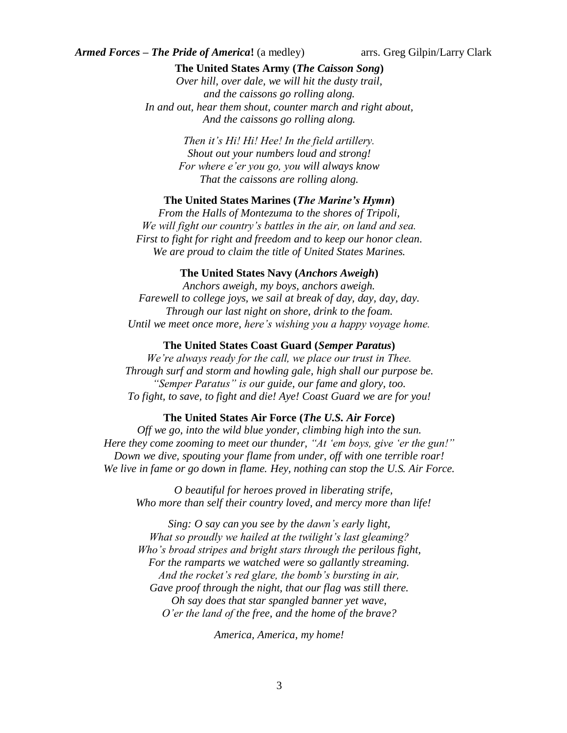***Armed Forces – The Pride of America!*** (a medley) arrs. Greg Gilpin/Larry Clark

**The United States Army (*The Caisson Song*)**

*Over hill, over dale, we will hit the dusty trail,*
*and the caissons go rolling along.*
*In and out, hear them shout, counter march and right about,*
*And the caissons go rolling along.*

*Then it's Hi! Hi! Hee! In the field artillery.*
*Shout out your numbers loud and strong!*
*For where e'er you go, you will always know*
*That the caissons are rolling along.*

**The United States Marines (*The Marine's Hymn*)**

*From the Halls of Montezuma to the shores of Tripoli,*
*We will fight our country's battles in the air, on land and sea.*
*First to fight for right and freedom and to keep our honor clean.*
*We are proud to claim the title of United States Marines.*

**The United States Navy (*Anchors Aweigh*)**

*Anchors aweigh, my boys, anchors aweigh.*
*Farewell to college joys, we sail at break of day, day, day, day.*
*Through our last night on shore, drink to the foam.*
*Until we meet once more, here's wishing you a happy voyage home.*

**The United States Coast Guard (*Semper Paratus*)**

*We're always ready for the call, we place our trust in Thee.*
*Through surf and storm and howling gale, high shall our purpose be.*
*"Semper Paratus" is our guide, our fame and glory, too.*
*To fight, to save, to fight and die! Aye! Coast Guard we are for you!*

**The United States Air Force (*The U.S. Air Force*)**

*Off we go, into the wild blue yonder, climbing high into the sun.*
*Here they come zooming to meet our thunder, "At 'em boys, give 'er the gun!"*
*Down we dive, spouting your flame from under, off with one terrible roar!*
*We live in fame or go down in flame. Hey, nothing can stop the U.S. Air Force.*

*O beautiful for heroes proved in liberating strife,*
*Who more than self their country loved, and mercy more than life!*

*Sing: O say can you see by the dawn's early light,*
*What so proudly we hailed at the twilight's last gleaming?*
*Who's broad stripes and bright stars through the perilous fight,*
*For the ramparts we watched were so gallantly streaming.*
*And the rocket's red glare, the bomb's bursting in air,*
*Gave proof through the night, that our flag was still there.*
*Oh say does that star spangled banner yet wave,*
*O'er the land of the free, and the home of the brave?*

*America, America, my home!*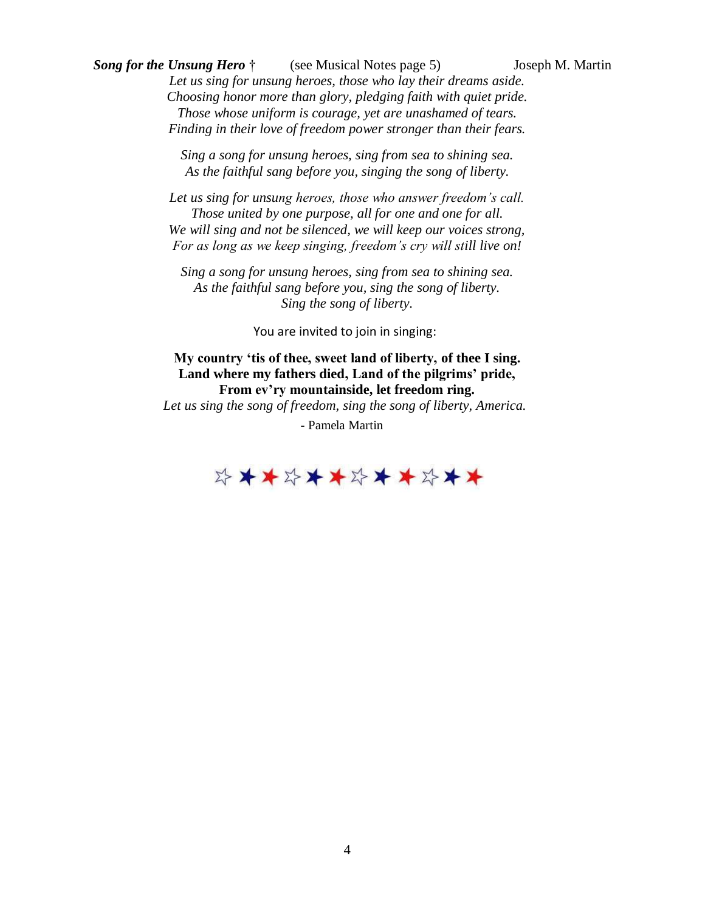***Song for the Unsung Hero*** † (see Musical Notes page 5) Joseph M. Martin

*Let us sing for unsung heroes, those who lay their dreams aside.*
*Choosing honor more than glory, pledging faith with quiet pride.*
*Those whose uniform is courage, yet are unashamed of tears.*
*Finding in their love of freedom power stronger than their fears.*

*Sing a song for unsung heroes, sing from sea to shining sea.*
*As the faithful sang before you, singing the song of liberty.*

*Let us sing for unsung heroes, those who answer freedom's call.*
*Those united by one purpose, all for one and one for all.*
*We will sing and not be silenced, we will keep our voices strong,*
*For as long as we keep singing, freedom's cry will still live on!*

*Sing a song for unsung heroes, sing from sea to shining sea.*
*As the faithful sang before you, sing the song of liberty.*
*Sing the song of liberty.*

You are invited to join in singing:

**My country 'tis of thee, sweet land of liberty, of thee I sing.**
**Land where my fathers died, Land of the pilgrims' pride,**
**From ev'ry mountainside, let freedom ring.**
*Let us sing the song of freedom, sing the song of liberty, America.*

\- Pamela Martin

☆ ★ ★ ☆ ★ ★ ☆ ★ ★ ☆ ★ ★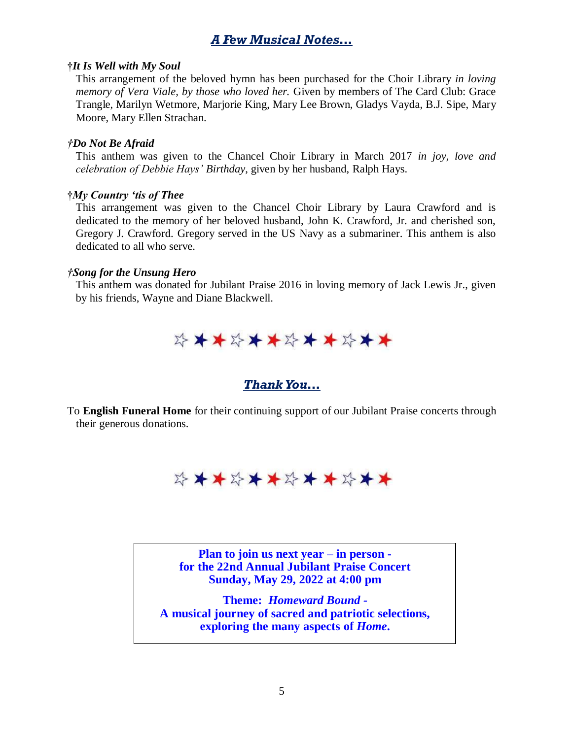## *A Few Musical Notes…*

**†*It Is Well with My Soul***

This arrangement of the beloved hymn has been purchased for the Choir Library *in loving memory of Vera Viale, by those who loved her.* Given by members of The Card Club: Grace Trangle, Marilyn Wetmore, Marjorie King, Mary Lee Brown, Gladys Vayda, B.J. Sipe, Mary Moore, Mary Ellen Strachan.

**†*Do Not Be Afraid***

This anthem was given to the Chancel Choir Library in March 2017 *in joy, love and celebration of Debbie Hays' Birthday*, given by her husband, Ralph Hays.

**†*My Country 'tis of Thee***

This arrangement was given to the Chancel Choir Library by Laura Crawford and is dedicated to the memory of her beloved husband, John K. Crawford, Jr. and cherished son, Gregory J. Crawford. Gregory served in the US Navy as a submariner. This anthem is also dedicated to all who serve.

**†*Song for the Unsung Hero***

This anthem was donated for Jubilant Praise 2016 in loving memory of Jack Lewis Jr., given by his friends, Wayne and Diane Blackwell.

☆★★☆★★☆★★☆★★

## *Thank You…*

To **English Funeral Home** for their continuing support of our Jubilant Praise concerts through their generous donations.

☆★★☆★★☆★★☆★★

**Plan to join us next year – in person -**
**for the 22nd Annual Jubilant Praise Concert**
**Sunday, May 29, 2022 at 4:00 pm**

**Theme: *Homeward Bound* -**
**A musical journey of sacred and patriotic selections,**
**exploring the many aspects of *Home*.**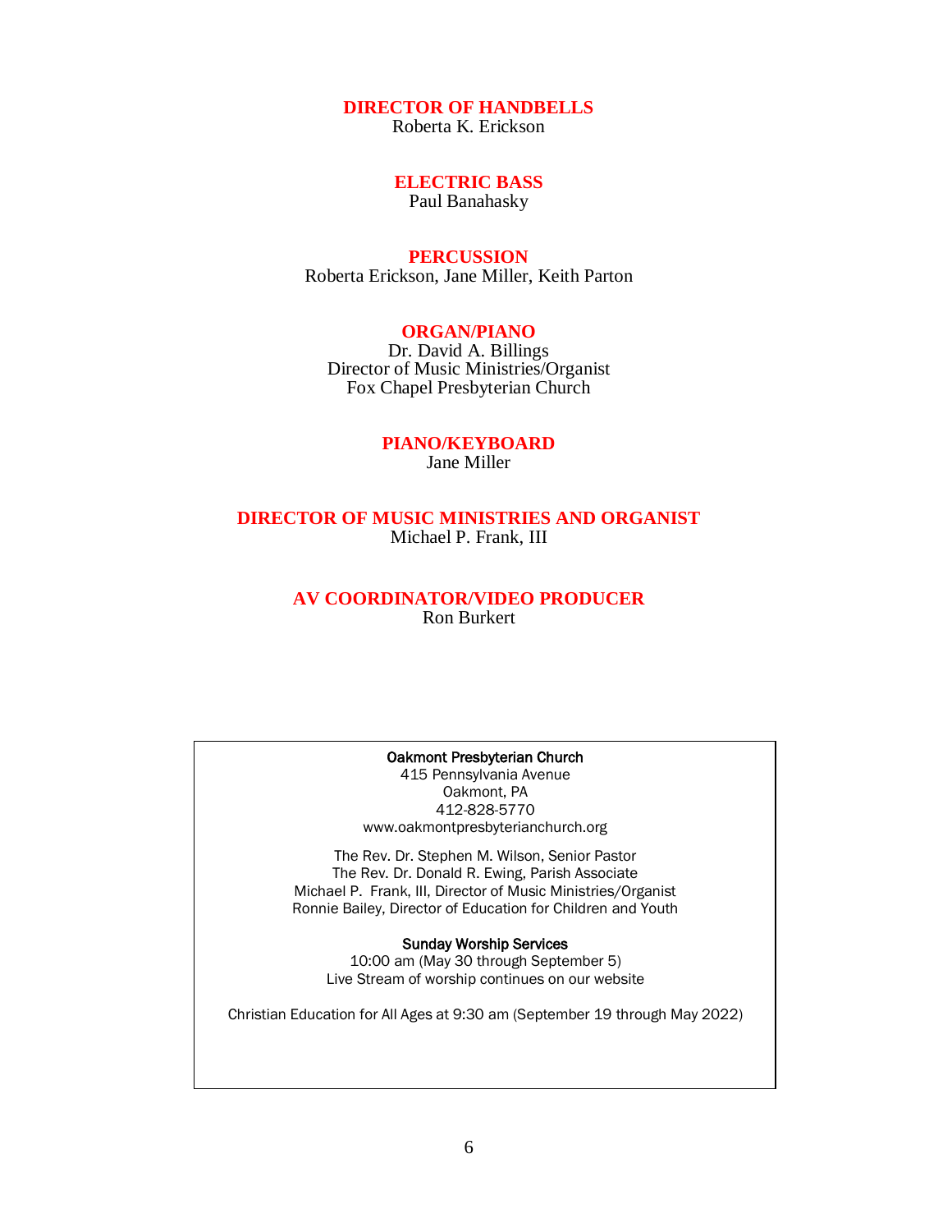**DIRECTOR OF HANDBELLS**
Roberta K. Erickson

**ELECTRIC BASS**
Paul Banahasky

**PERCUSSION**
Roberta Erickson, Jane Miller, Keith Parton

**ORGAN/PIANO**
Dr. David A. Billings
Director of Music Ministries/Organist
Fox Chapel Presbyterian Church

**PIANO/KEYBOARD**
Jane Miller

**DIRECTOR OF MUSIC MINISTRIES AND ORGANIST**
Michael P. Frank, III

**AV COORDINATOR/VIDEO PRODUCER**
Ron Burkert

---

**Oakmont Presbyterian Church**
415 Pennsylvania Avenue
Oakmont, PA
412-828-5770
www.oakmontpresbyterianchurch.org

The Rev. Dr. Stephen M. Wilson, Senior Pastor
The Rev. Dr. Donald R. Ewing, Parish Associate
Michael P. Frank, III, Director of Music Ministries/Organist
Ronnie Bailey, Director of Education for Children and Youth

**Sunday Worship Services**
10:00 am (May 30 through September 5)
Live Stream of worship continues on our website

Christian Education for All Ages at 9:30 am (September 19 through May 2022)